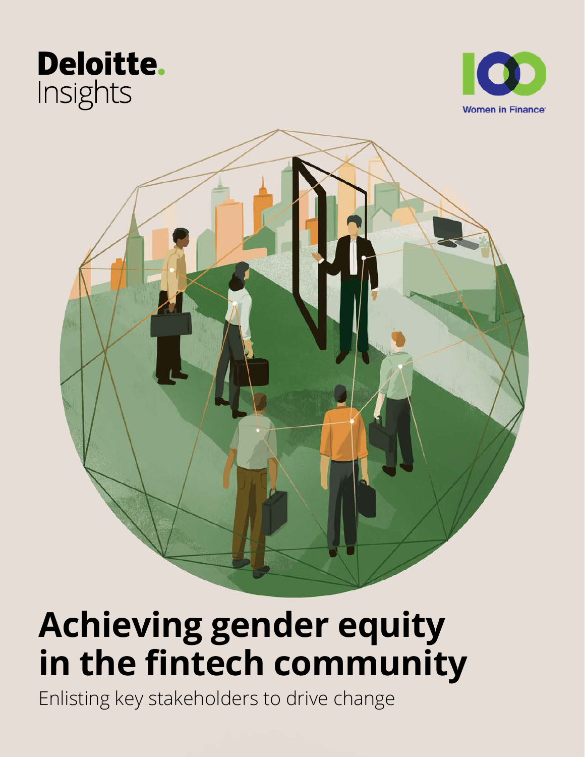Deloitte.
Insights

Women in Finance

# Achieving gender equity in the fintech community

Enlisting key stakeholders to drive change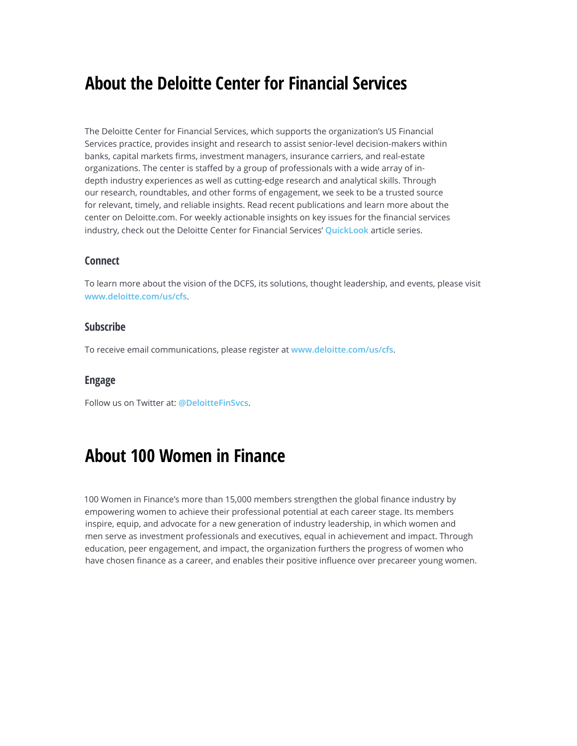# About the Deloitte Center for Financial Services

The Deloitte Center for Financial Services, which supports the organization's US Financial Services practice, provides insight and research to assist senior-level decision-makers within banks, capital markets firms, investment managers, insurance carriers, and real-estate organizations. The center is staffed by a group of professionals with a wide array of in-depth industry experiences as well as cutting-edge research and analytical skills. Through our research, roundtables, and other forms of engagement, we seek to be a trusted source for relevant, timely, and reliable insights. Read recent publications and learn more about the center on Deloitte.com. For weekly actionable insights on key issues for the financial services industry, check out the Deloitte Center for Financial Services' QuickLook article series.

### Connect

To learn more about the vision of the DCFS, its solutions, thought leadership, and events, please visit www.deloitte.com/us/cfs.

### Subscribe

To receive email communications, please register at www.deloitte.com/us/cfs.

### Engage

Follow us on Twitter at: @DeloitteFinSvcs.

# About 100 Women in Finance

100 Women in Finance's more than 15,000 members strengthen the global finance industry by empowering women to achieve their professional potential at each career stage. Its members inspire, equip, and advocate for a new generation of industry leadership, in which women and men serve as investment professionals and executives, equal in achievement and impact. Through education, peer engagement, and impact, the organization furthers the progress of women who have chosen finance as a career, and enables their positive influence over precareer young women.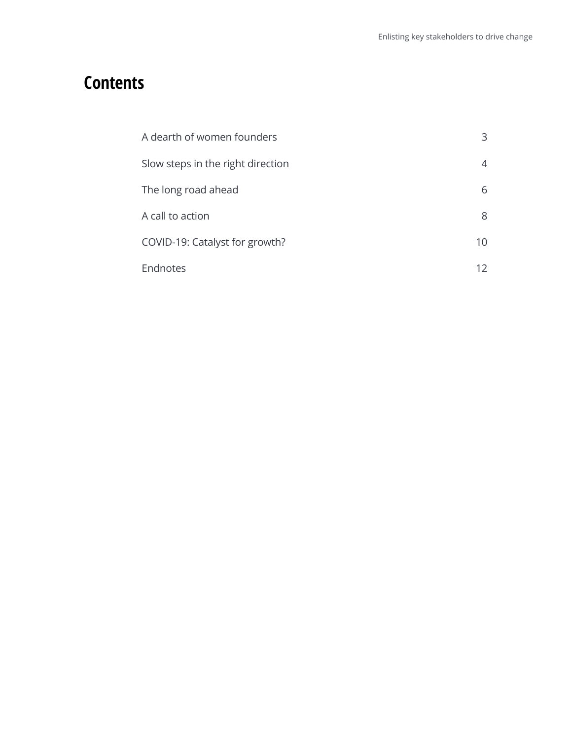# Contents

| | |
|---|---|
| A dearth of women founders | 3 |
| Slow steps in the right direction | 4 |
| The long road ahead | 6 |
| A call to action | 8 |
| COVID-19: Catalyst for growth? | 10 |
| Endnotes | 12 |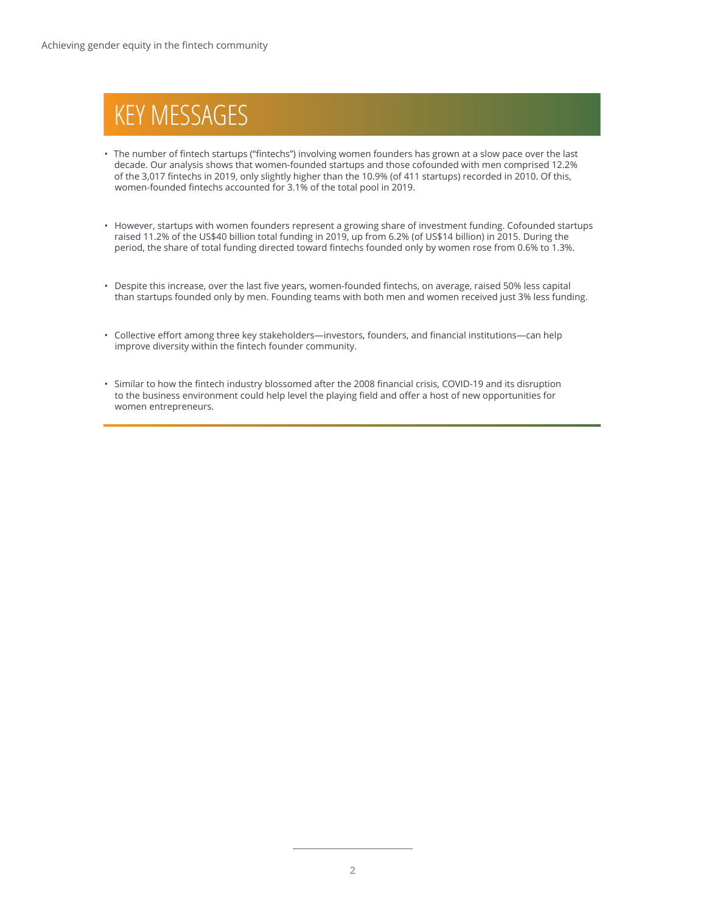# KEY MESSAGES

- The number of fintech startups ("fintechs") involving women founders has grown at a slow pace over the last decade. Our analysis shows that women-founded startups and those cofounded with men comprised 12.2% of the 3,017 fintechs in 2019, only slightly higher than the 10.9% (of 411 startups) recorded in 2010. Of this, women-founded fintechs accounted for 3.1% of the total pool in 2019.

- However, startups with women founders represent a growing share of investment funding. Cofounded startups raised 11.2% of the US$40 billion total funding in 2019, up from 6.2% (of US$14 billion) in 2015. During the period, the share of total funding directed toward fintechs founded only by women rose from 0.6% to 1.3%.

- Despite this increase, over the last five years, women-founded fintechs, on average, raised 50% less capital than startups founded only by men. Founding teams with both men and women received just 3% less funding.

- Collective effort among three key stakeholders—investors, founders, and financial institutions—can help improve diversity within the fintech founder community.

- Similar to how the fintech industry blossomed after the 2008 financial crisis, COVID-19 and its disruption to the business environment could help level the playing field and offer a host of new opportunities for women entrepreneurs.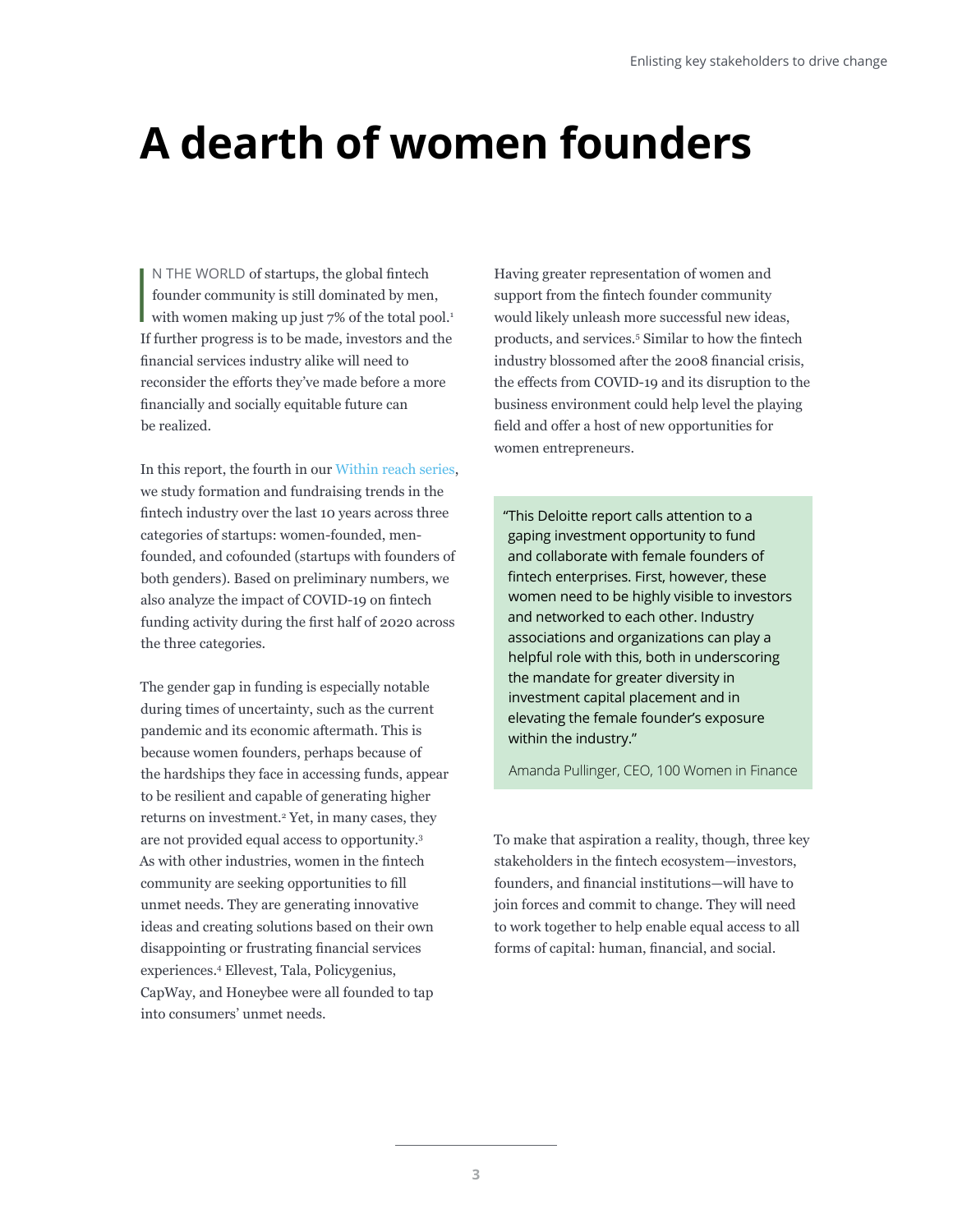# A dearth of women founders

IN THE WORLD of startups, the global fintech founder community is still dominated by men, with women making up just 7% of the total pool.[1] If further progress is to be made, investors and the financial services industry alike will need to reconsider the efforts they've made before a more financially and socially equitable future can be realized.

In this report, the fourth in our Within reach series, we study formation and fundraising trends in the fintech industry over the last 10 years across three categories of startups: women-founded, men-founded, and cofounded (startups with founders of both genders). Based on preliminary numbers, we also analyze the impact of COVID-19 on fintech funding activity during the first half of 2020 across the three categories.

The gender gap in funding is especially notable during times of uncertainty, such as the current pandemic and its economic aftermath. This is because women founders, perhaps because of the hardships they face in accessing funds, appear to be resilient and capable of generating higher returns on investment.[2] Yet, in many cases, they are not provided equal access to opportunity.[3] As with other industries, women in the fintech community are seeking opportunities to fill unmet needs. They are generating innovative ideas and creating solutions based on their own disappointing or frustrating financial services experiences.[4] Ellevest, Tala, Policygenius, CapWay, and Honeybee were all founded to tap into consumers' unmet needs.

Having greater representation of women and support from the fintech founder community would likely unleash more successful new ideas, products, and services.[5] Similar to how the fintech industry blossomed after the 2008 financial crisis, the effects from COVID-19 and its disruption to the business environment could help level the playing field and offer a host of new opportunities for women entrepreneurs.

> "This Deloitte report calls attention to a gaping investment opportunity to fund and collaborate with female founders of fintech enterprises. First, however, these women need to be highly visible to investors and networked to each other. Industry associations and organizations can play a helpful role with this, both in underscoring the mandate for greater diversity in investment capital placement and in elevating the female founder's exposure within the industry."
>
> Amanda Pullinger, CEO, 100 Women in Finance

To make that aspiration a reality, though, three key stakeholders in the fintech ecosystem—investors, founders, and financial institutions—will have to join forces and commit to change. They will need to work together to help enable equal access to all forms of capital: human, financial, and social.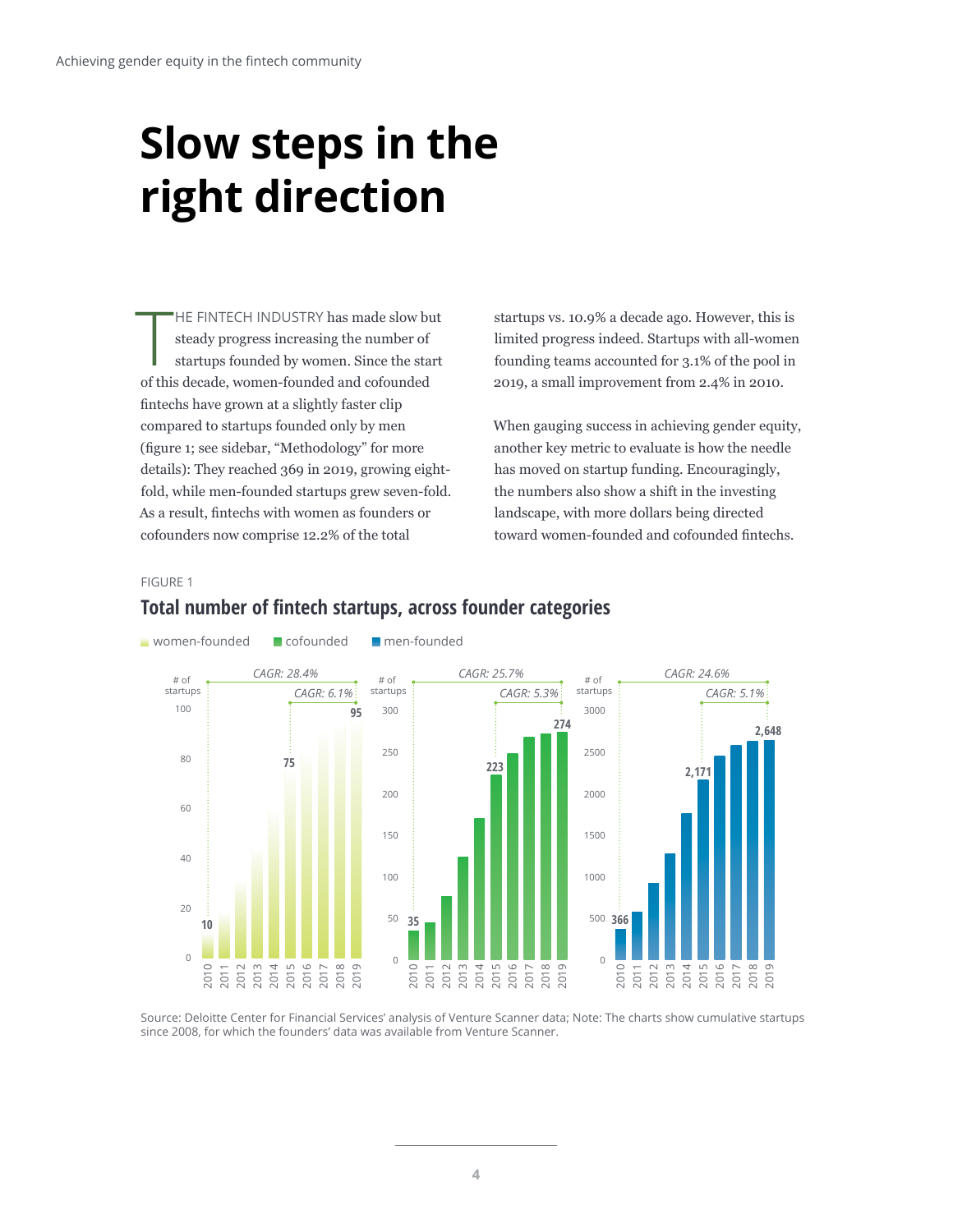# Slow steps in the right direction

THE FINTECH INDUSTRY has made slow but steady progress increasing the number of startups founded by women. Since the start of this decade, women-founded and cofounded fintechs have grown at a slightly faster clip compared to startups founded only by men (figure 1; see sidebar, "Methodology" for more details): They reached 369 in 2019, growing eight-fold, while men-founded startups grew seven-fold. As a result, fintechs with women as founders or cofounders now comprise 12.2% of the total startups vs. 10.9% a decade ago. However, this is limited progress indeed. Startups with all-women founding teams accounted for 3.1% of the pool in 2019, a small improvement from 2.4% in 2010.

When gauging success in achieving gender equity, another key metric to evaluate is how the needle has moved on startup funding. Encouragingly, the numbers also show a shift in the investing landscape, with more dollars being directed toward women-founded and cofounded fintechs.

FIGURE 1

## Total number of fintech startups, across founder categories

| Founder category | 2010 | 2015 | 2019 | CAGR 2010–2019 | CAGR 2015–2019 |
|---|---|---|---|---|---|
| women-founded | 10 | 75 | 95 | 28.4% | 6.1% |
| cofounded | 35 | 223 | 274 | 25.7% | 5.3% |
| men-founded | 366 | 2,171 | 2,648 | 24.6% | 5.1% |

Source: Deloitte Center for Financial Services' analysis of Venture Scanner data; Note: The charts show cumulative startups since 2008, for which the founders' data was available from Venture Scanner.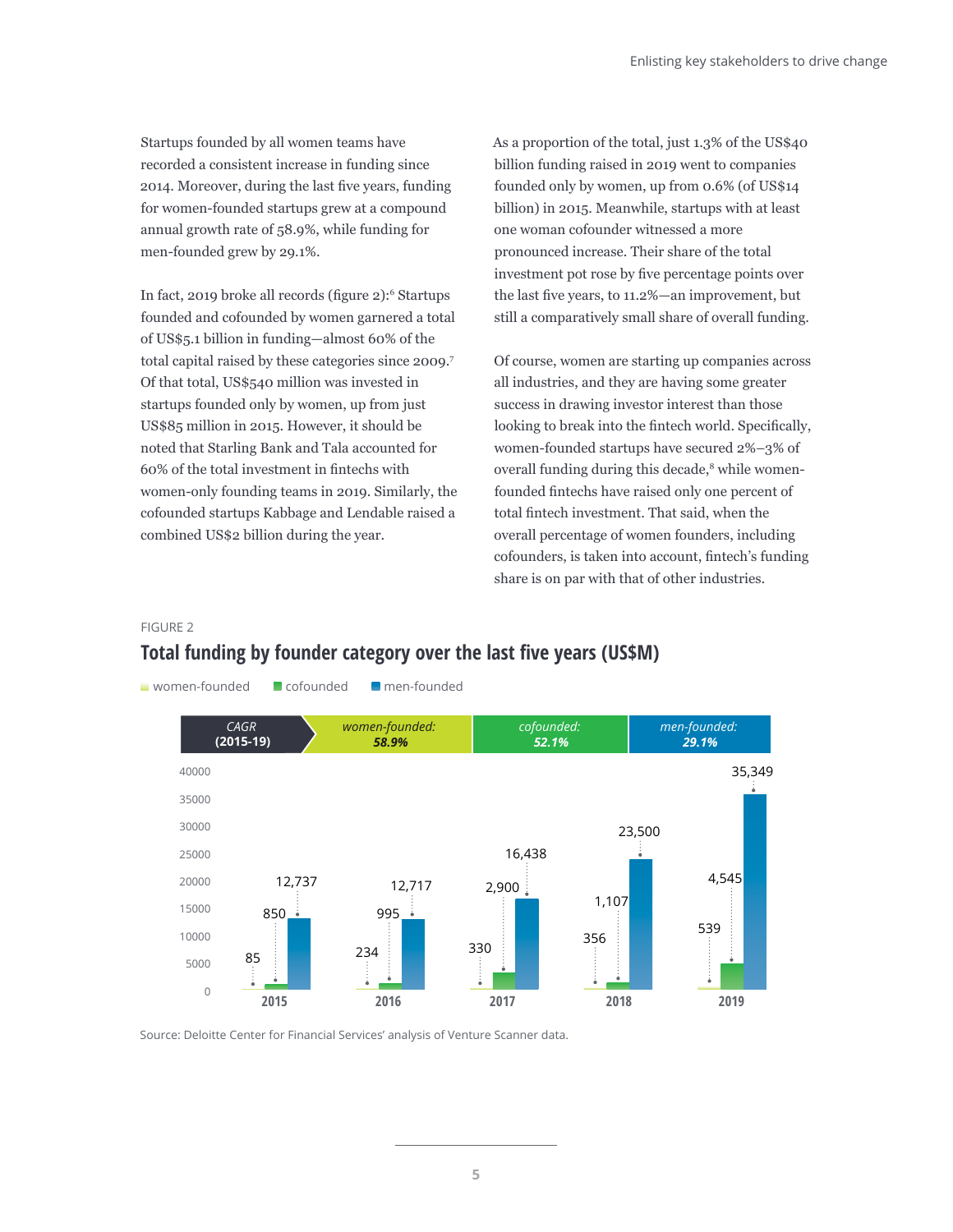Startups founded by all women teams have recorded a consistent increase in funding since 2014. Moreover, during the last five years, funding for women-founded startups grew at a compound annual growth rate of 58.9%, while funding for men-founded grew by 29.1%.

In fact, 2019 broke all records (figure 2):[6] Startups founded and cofounded by women garnered a total of US$5.1 billion in funding—almost 60% of the total capital raised by these categories since 2009.[7] Of that total, US$540 million was invested in startups founded only by women, up from just US$85 million in 2015. However, it should be noted that Starling Bank and Tala accounted for 60% of the total investment in fintechs with women-only founding teams in 2019. Similarly, the cofounded startups Kabbage and Lendable raised a combined US$2 billion during the year.

As a proportion of the total, just 1.3% of the US$40 billion funding raised in 2019 went to companies founded only by women, up from 0.6% (of US$14 billion) in 2015. Meanwhile, startups with at least one woman cofounder witnessed a more pronounced increase. Their share of the total investment pot rose by five percentage points over the last five years, to 11.2%—an improvement, but still a comparatively small share of overall funding.

Of course, women are starting up companies across all industries, and they are having some greater success in drawing investor interest than those looking to break into the fintech world. Specifically, women-founded startups have secured 2%–3% of overall funding during this decade,[8] while women-founded fintechs have raised only one percent of total fintech investment. That said, when the overall percentage of women founders, including cofounders, is taken into account, fintech's funding share is on par with that of other industries.

FIGURE 2

## Total funding by founder category over the last five years (US$M)

CAGR (2015-19): women-founded: 58.9%; cofounded: 52.1%; men-founded: 29.1%

| Year | women-founded | cofounded | men-founded |
|---|---|---|---|
| 2015 | 85 | 850 | 12,737 |
| 2016 | 234 | 995 | 12,717 |
| 2017 | 330 | 2,900 | 16,438 |
| 2018 | 356 | 1,107 | 23,500 |
| 2019 | 539 | 4,545 | 35,349 |

Source: Deloitte Center for Financial Services' analysis of Venture Scanner data.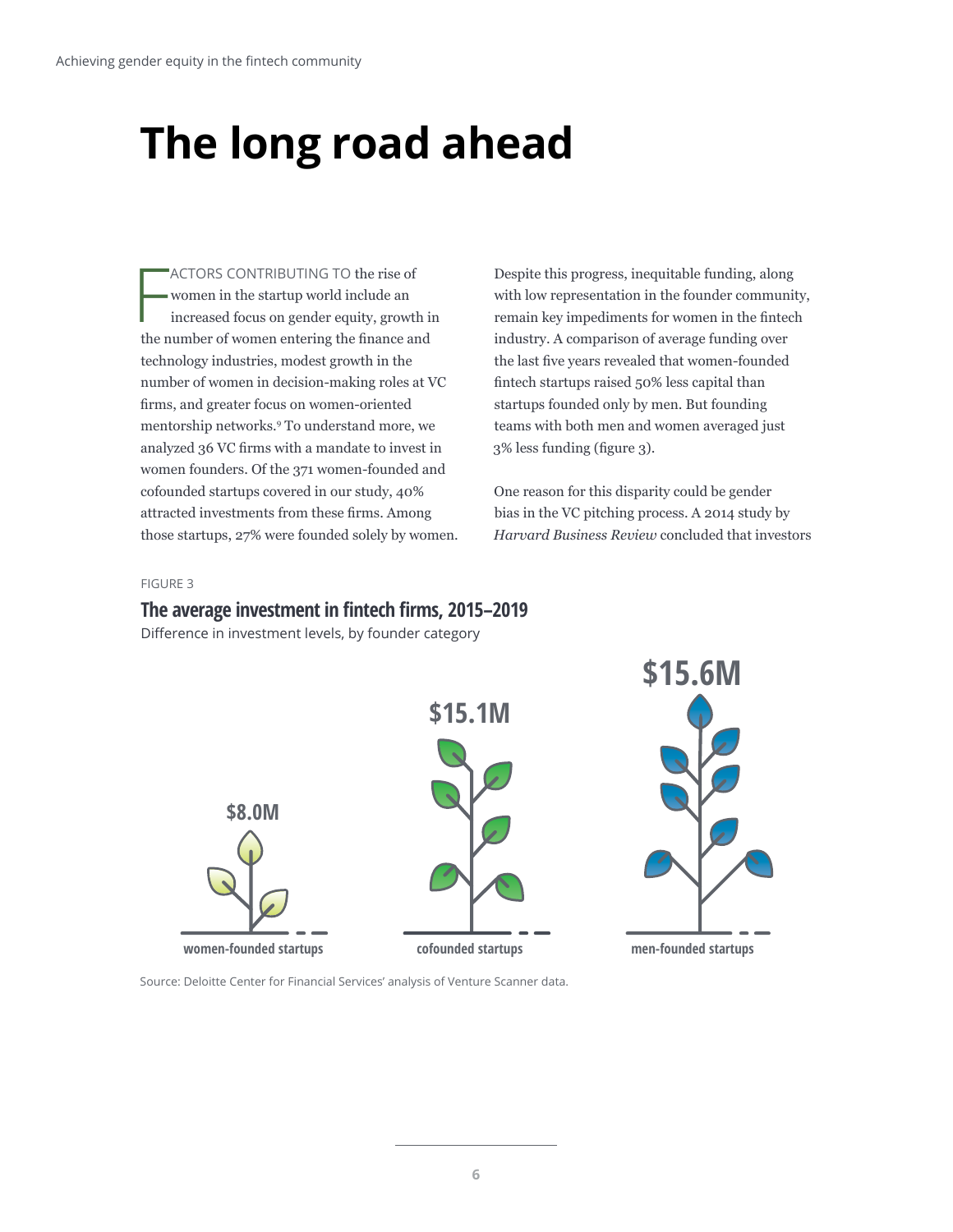# The long road ahead

FACTORS CONTRIBUTING TO the rise of women in the startup world include an increased focus on gender equity, growth in the number of women entering the finance and technology industries, modest growth in the number of women in decision-making roles at VC firms, and greater focus on women-oriented mentorship networks.[9] To understand more, we analyzed 36 VC firms with a mandate to invest in women founders. Of the 371 women-founded and cofounded startups covered in our study, 40% attracted investments from these firms. Among those startups, 27% were founded solely by women.

Despite this progress, inequitable funding, along with low representation in the founder community, remain key impediments for women in the fintech industry. A comparison of average funding over the last five years revealed that women-founded fintech startups raised 50% less capital than startups founded only by men. But founding teams with both men and women averaged just 3% less funding (figure 3).

One reason for this disparity could be gender bias in the VC pitching process. A 2014 study by *Harvard Business Review* concluded that investors

FIGURE 3

**The average investment in fintech firms, 2015–2019**

Difference in investment levels, by founder category

| women-founded startups | cofounded startups | men-founded startups |
|---|---|---|
| $8.0M | $15.1M | $15.6M |

Source: Deloitte Center for Financial Services' analysis of Venture Scanner data.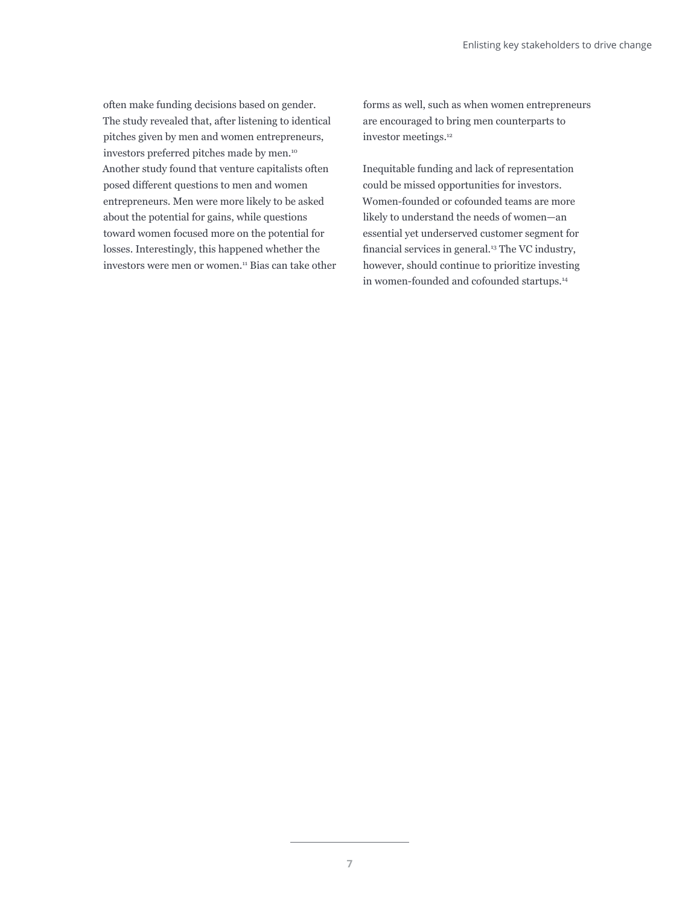often make funding decisions based on gender. The study revealed that, after listening to identical pitches given by men and women entrepreneurs, investors preferred pitches made by men.[10] Another study found that venture capitalists often posed different questions to men and women entrepreneurs. Men were more likely to be asked about the potential for gains, while questions toward women focused more on the potential for losses. Interestingly, this happened whether the investors were men or women.[11] Bias can take other forms as well, such as when women entrepreneurs are encouraged to bring men counterparts to investor meetings.[12]

Inequitable funding and lack of representation could be missed opportunities for investors. Women-founded or cofounded teams are more likely to understand the needs of women—an essential yet underserved customer segment for financial services in general.[13] The VC industry, however, should continue to prioritize investing in women-founded and cofounded startups.[14]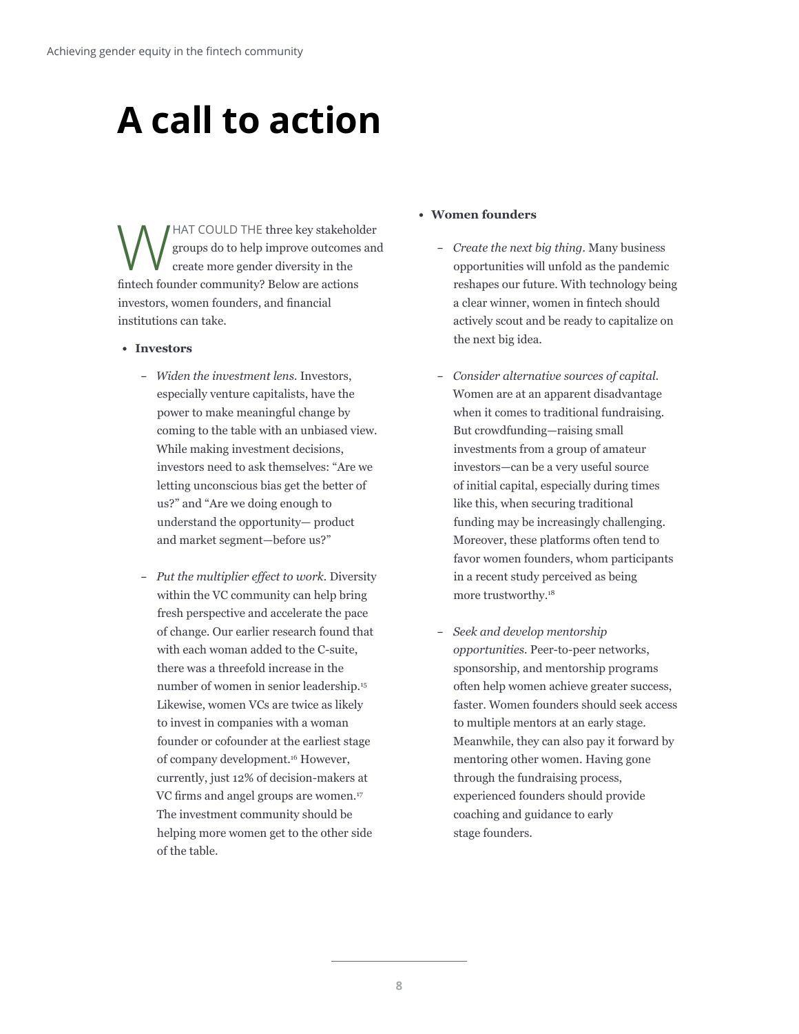# A call to action

WHAT COULD THE three key stakeholder groups do to help improve outcomes and create more gender diversity in the fintech founder community? Below are actions investors, women founders, and financial institutions can take.

- **Investors**
  - *Widen the investment lens.* Investors, especially venture capitalists, have the power to make meaningful change by coming to the table with an unbiased view. While making investment decisions, investors need to ask themselves: "Are we letting unconscious bias get the better of us?" and "Are we doing enough to understand the opportunity— product and market segment—before us?"
  - *Put the multiplier effect to work.* Diversity within the VC community can help bring fresh perspective and accelerate the pace of change. Our earlier research found that with each woman added to the C-suite, there was a threefold increase in the number of women in senior leadership.[15] Likewise, women VCs are twice as likely to invest in companies with a woman founder or cofounder at the earliest stage of company development.[16] However, currently, just 12% of decision-makers at VC firms and angel groups are women.[17] The investment community should be helping more women get to the other side of the table.
- **Women founders**
  - *Create the next big thing.* Many business opportunities will unfold as the pandemic reshapes our future. With technology being a clear winner, women in fintech should actively scout and be ready to capitalize on the next big idea.
  - *Consider alternative sources of capital.* Women are at an apparent disadvantage when it comes to traditional fundraising. But crowdfunding—raising small investments from a group of amateur investors—can be a very useful source of initial capital, especially during times like this, when securing traditional funding may be increasingly challenging. Moreover, these platforms often tend to favor women founders, whom participants in a recent study perceived as being more trustworthy.[18]
  - *Seek and develop mentorship opportunities.* Peer-to-peer networks, sponsorship, and mentorship programs often help women achieve greater success, faster. Women founders should seek access to multiple mentors at an early stage. Meanwhile, they can also pay it forward by mentoring other women. Having gone through the fundraising process, experienced founders should provide coaching and guidance to early stage founders.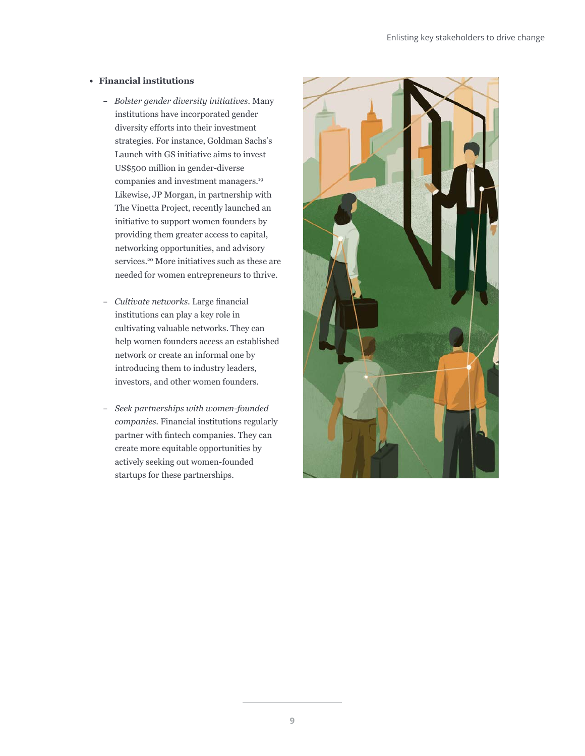- **Financial institutions**
  - *Bolster gender diversity initiatives.* Many institutions have incorporated gender diversity efforts into their investment strategies. For instance, Goldman Sachs's Launch with GS initiative aims to invest US$500 million in gender-diverse companies and investment managers.[19] Likewise, JP Morgan, in partnership with The Vinetta Project, recently launched an initiative to support women founders by providing them greater access to capital, networking opportunities, and advisory services.[20] More initiatives such as these are needed for women entrepreneurs to thrive.
  - *Cultivate networks.* Large financial institutions can play a key role in cultivating valuable networks. They can help women founders access an established network or create an informal one by introducing them to industry leaders, investors, and other women founders.
  - *Seek partnerships with women-founded companies.* Financial institutions regularly partner with fintech companies. They can create more equitable opportunities by actively seeking out women-founded startups for these partnerships.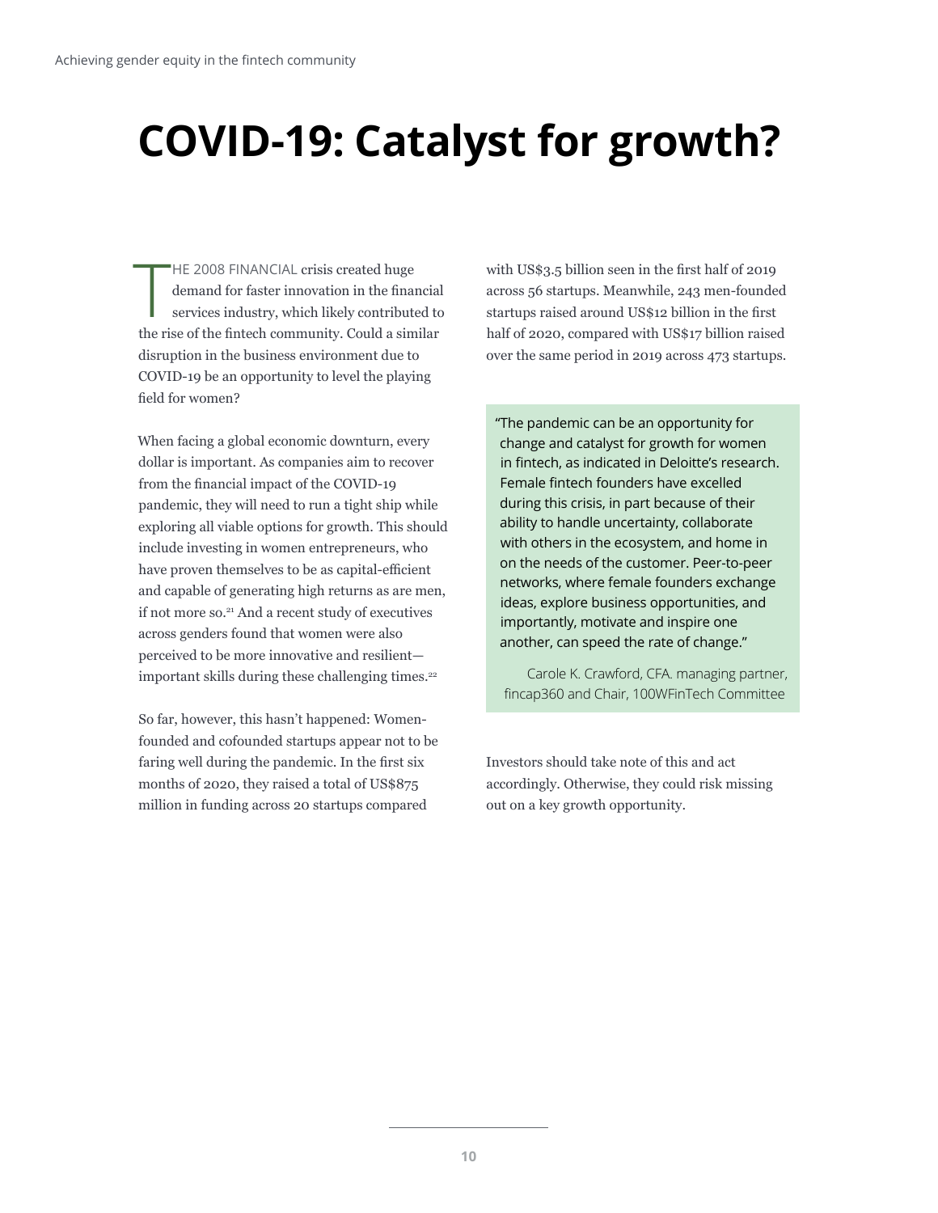# COVID-19: Catalyst for growth?

THE 2008 FINANCIAL crisis created huge demand for faster innovation in the financial services industry, which likely contributed to the rise of the fintech community. Could a similar disruption in the business environment due to COVID-19 be an opportunity to level the playing field for women?

When facing a global economic downturn, every dollar is important. As companies aim to recover from the financial impact of the COVID-19 pandemic, they will need to run a tight ship while exploring all viable options for growth. This should include investing in women entrepreneurs, who have proven themselves to be as capital-efficient and capable of generating high returns as are men, if not more so.[21] And a recent study of executives across genders found that women were also perceived to be more innovative and resilient—important skills during these challenging times.[22]

So far, however, this hasn't happened: Women-founded and cofounded startups appear not to be faring well during the pandemic. In the first six months of 2020, they raised a total of US$875 million in funding across 20 startups compared with US$3.5 billion seen in the first half of 2019 across 56 startups. Meanwhile, 243 men-founded startups raised around US$12 billion in the first half of 2020, compared with US$17 billion raised over the same period in 2019 across 473 startups.

> "The pandemic can be an opportunity for change and catalyst for growth for women in fintech, as indicated in Deloitte's research. Female fintech founders have excelled during this crisis, in part because of their ability to handle uncertainty, collaborate with others in the ecosystem, and home in on the needs of the customer. Peer-to-peer networks, where female founders exchange ideas, explore business opportunities, and importantly, motivate and inspire one another, can speed the rate of change."
>
> Carole K. Crawford, CFA. managing partner, fincap360 and Chair, 100WFinTech Committee

Investors should take note of this and act accordingly. Otherwise, they could risk missing out on a key growth opportunity.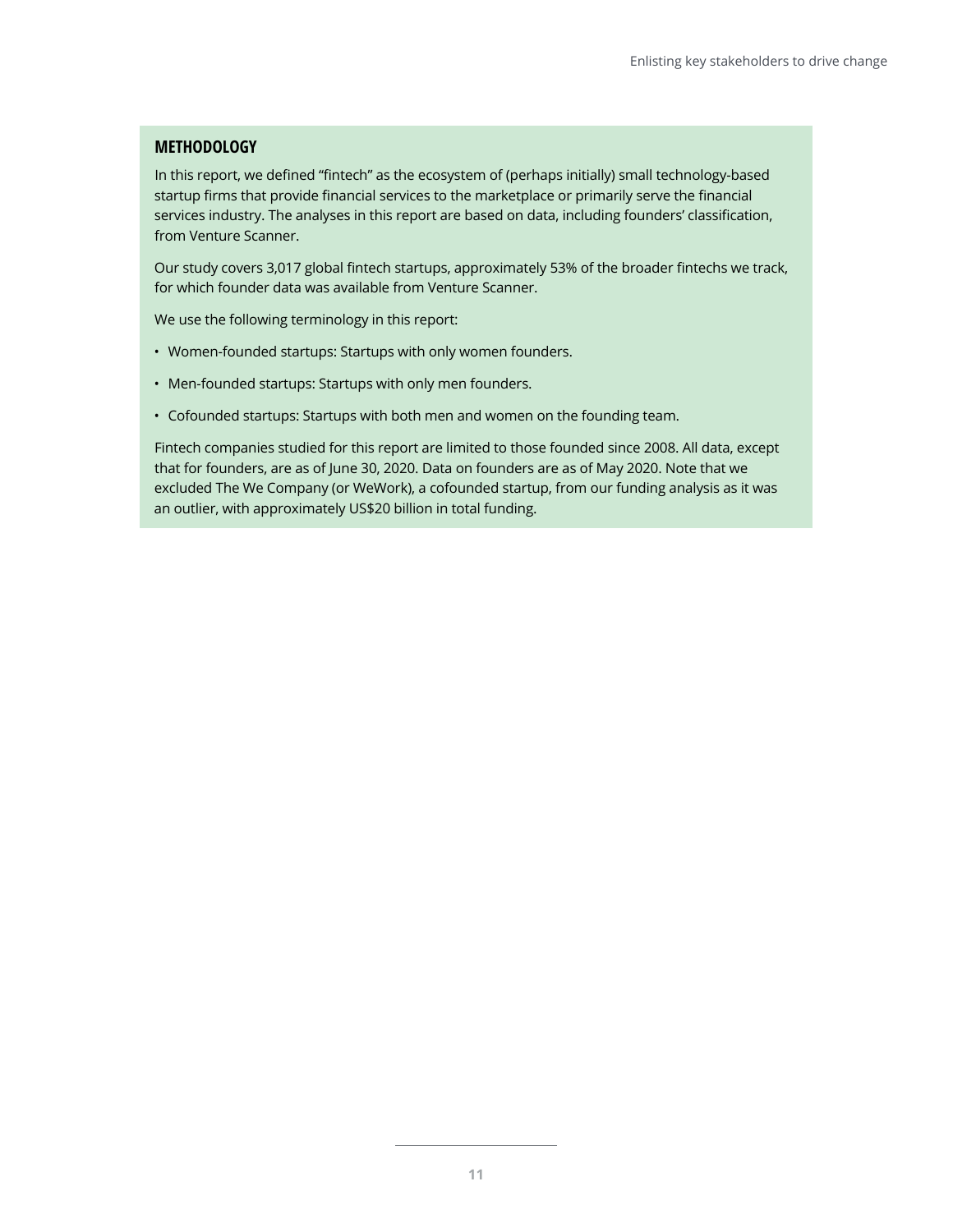### METHODOLOGY

In this report, we defined "fintech" as the ecosystem of (perhaps initially) small technology-based startup firms that provide financial services to the marketplace or primarily serve the financial services industry. The analyses in this report are based on data, including founders' classification, from Venture Scanner.

Our study covers 3,017 global fintech startups, approximately 53% of the broader fintechs we track, for which founder data was available from Venture Scanner.

We use the following terminology in this report:

- Women-founded startups: Startups with only women founders.
- Men-founded startups: Startups with only men founders.
- Cofounded startups: Startups with both men and women on the founding team.

Fintech companies studied for this report are limited to those founded since 2008. All data, except that for founders, are as of June 30, 2020. Data on founders are as of May 2020. Note that we excluded The We Company (or WeWork), a cofounded startup, from our funding analysis as it was an outlier, with approximately US$20 billion in total funding.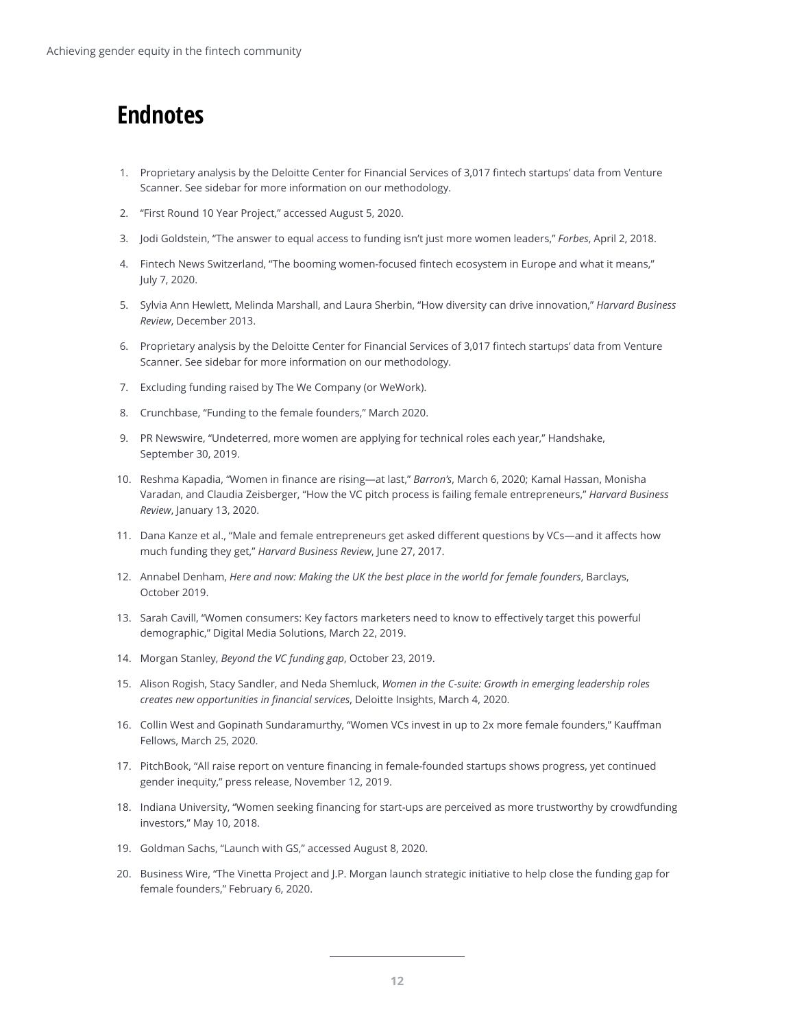# Endnotes

1. Proprietary analysis by the Deloitte Center for Financial Services of 3,017 fintech startups' data from Venture Scanner. See sidebar for more information on our methodology.
2. "First Round 10 Year Project," accessed August 5, 2020.
3. Jodi Goldstein, "The answer to equal access to funding isn't just more women leaders," *Forbes*, April 2, 2018.
4. Fintech News Switzerland, "The booming women-focused fintech ecosystem in Europe and what it means," July 7, 2020.
5. Sylvia Ann Hewlett, Melinda Marshall, and Laura Sherbin, "How diversity can drive innovation," *Harvard Business Review*, December 2013.
6. Proprietary analysis by the Deloitte Center for Financial Services of 3,017 fintech startups' data from Venture Scanner. See sidebar for more information on our methodology.
7. Excluding funding raised by The We Company (or WeWork).
8. Crunchbase, "Funding to the female founders," March 2020.
9. PR Newswire, "Undeterred, more women are applying for technical roles each year," Handshake, September 30, 2019.
10. Reshma Kapadia, "Women in finance are rising—at last," *Barron's*, March 6, 2020; Kamal Hassan, Monisha Varadan, and Claudia Zeisberger, "How the VC pitch process is failing female entrepreneurs," *Harvard Business Review*, January 13, 2020.
11. Dana Kanze et al., "Male and female entrepreneurs get asked different questions by VCs—and it affects how much funding they get," *Harvard Business Review*, June 27, 2017.
12. Annabel Denham, *Here and now: Making the UK the best place in the world for female founders*, Barclays, October 2019.
13. Sarah Cavill, "Women consumers: Key factors marketers need to know to effectively target this powerful demographic," Digital Media Solutions, March 22, 2019.
14. Morgan Stanley, *Beyond the VC funding gap*, October 23, 2019.
15. Alison Rogish, Stacy Sandler, and Neda Shemluck, *Women in the C-suite: Growth in emerging leadership roles creates new opportunities in financial services*, Deloitte Insights, March 4, 2020.
16. Collin West and Gopinath Sundaramurthy, "Women VCs invest in up to 2x more female founders," Kauffman Fellows, March 25, 2020.
17. PitchBook, "All raise report on venture financing in female-founded startups shows progress, yet continued gender inequity," press release, November 12, 2019.
18. Indiana University, "Women seeking financing for start-ups are perceived as more trustworthy by crowdfunding investors," May 10, 2018.
19. Goldman Sachs, "Launch with GS," accessed August 8, 2020.
20. Business Wire, "The Vinetta Project and J.P. Morgan launch strategic initiative to help close the funding gap for female founders," February 6, 2020.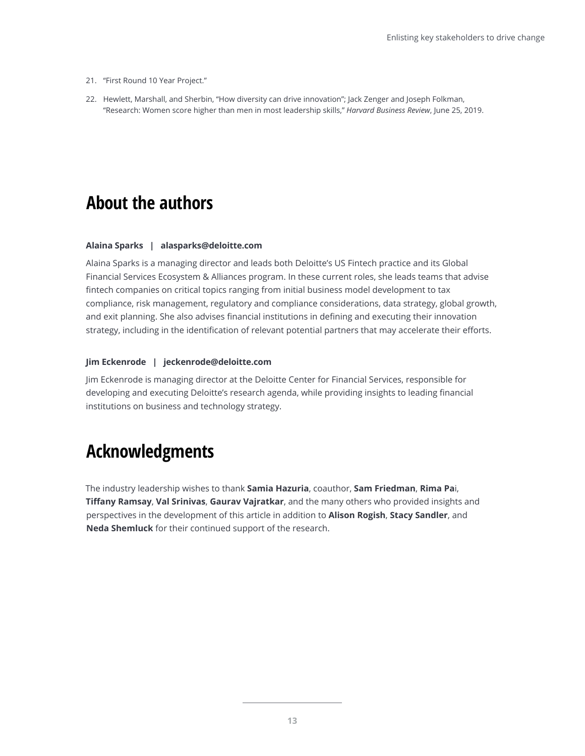21. "First Round 10 Year Project."

22. Hewlett, Marshall, and Sherbin, "How diversity can drive innovation"; Jack Zenger and Joseph Folkman, "Research: Women score higher than men in most leadership skills," *Harvard Business Review*, June 25, 2019.

## About the authors

**Alaina Sparks | alasparks@deloitte.com**

Alaina Sparks is a managing director and leads both Deloitte's US Fintech practice and its Global Financial Services Ecosystem & Alliances program. In these current roles, she leads teams that advise fintech companies on critical topics ranging from initial business model development to tax compliance, risk management, regulatory and compliance considerations, data strategy, global growth, and exit planning. She also advises financial institutions in defining and executing their innovation strategy, including in the identification of relevant potential partners that may accelerate their efforts.

**Jim Eckenrode | jeckenrode@deloitte.com**

Jim Eckenrode is managing director at the Deloitte Center for Financial Services, responsible for developing and executing Deloitte's research agenda, while providing insights to leading financial institutions on business and technology strategy.

## Acknowledgments

The industry leadership wishes to thank **Samia Hazuria**, coauthor, **Sam Friedman**, **Rima Pa**i, **Tiffany Ramsay**, **Val Srinivas**, **Gaurav Vajratkar**, and the many others who provided insights and perspectives in the development of this article in addition to **Alison Rogish**, **Stacy Sandler**, and **Neda Shemluck** for their continued support of the research.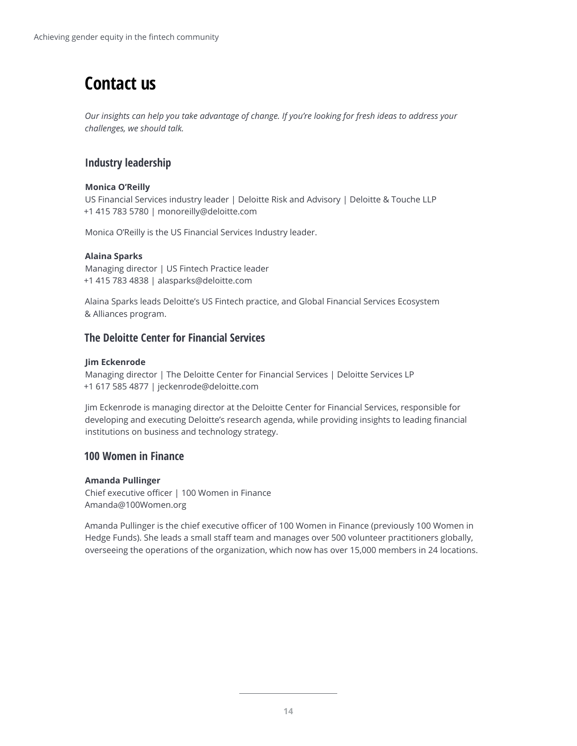# Contact us

*Our insights can help you take advantage of change. If you're looking for fresh ideas to address your challenges, we should talk.*

## Industry leadership

**Monica O'Reilly**
US Financial Services industry leader | Deloitte Risk and Advisory | Deloitte & Touche LLP
+1 415 783 5780 | monoreilly@deloitte.com

Monica O'Reilly is the US Financial Services Industry leader.

**Alaina Sparks**
Managing director | US Fintech Practice leader
+1 415 783 4838 | alasparks@deloitte.com

Alaina Sparks leads Deloitte's US Fintech practice, and Global Financial Services Ecosystem & Alliances program.

## The Deloitte Center for Financial Services

**Jim Eckenrode**
Managing director | The Deloitte Center for Financial Services | Deloitte Services LP
+1 617 585 4877 | jeckenrode@deloitte.com

Jim Eckenrode is managing director at the Deloitte Center for Financial Services, responsible for developing and executing Deloitte's research agenda, while providing insights to leading financial institutions on business and technology strategy.

## 100 Women in Finance

**Amanda Pullinger**
Chief executive officer | 100 Women in Finance
Amanda@100Women.org

Amanda Pullinger is the chief executive officer of 100 Women in Finance (previously 100 Women in Hedge Funds). She leads a small staff team and manages over 500 volunteer practitioners globally, overseeing the operations of the organization, which now has over 15,000 members in 24 locations.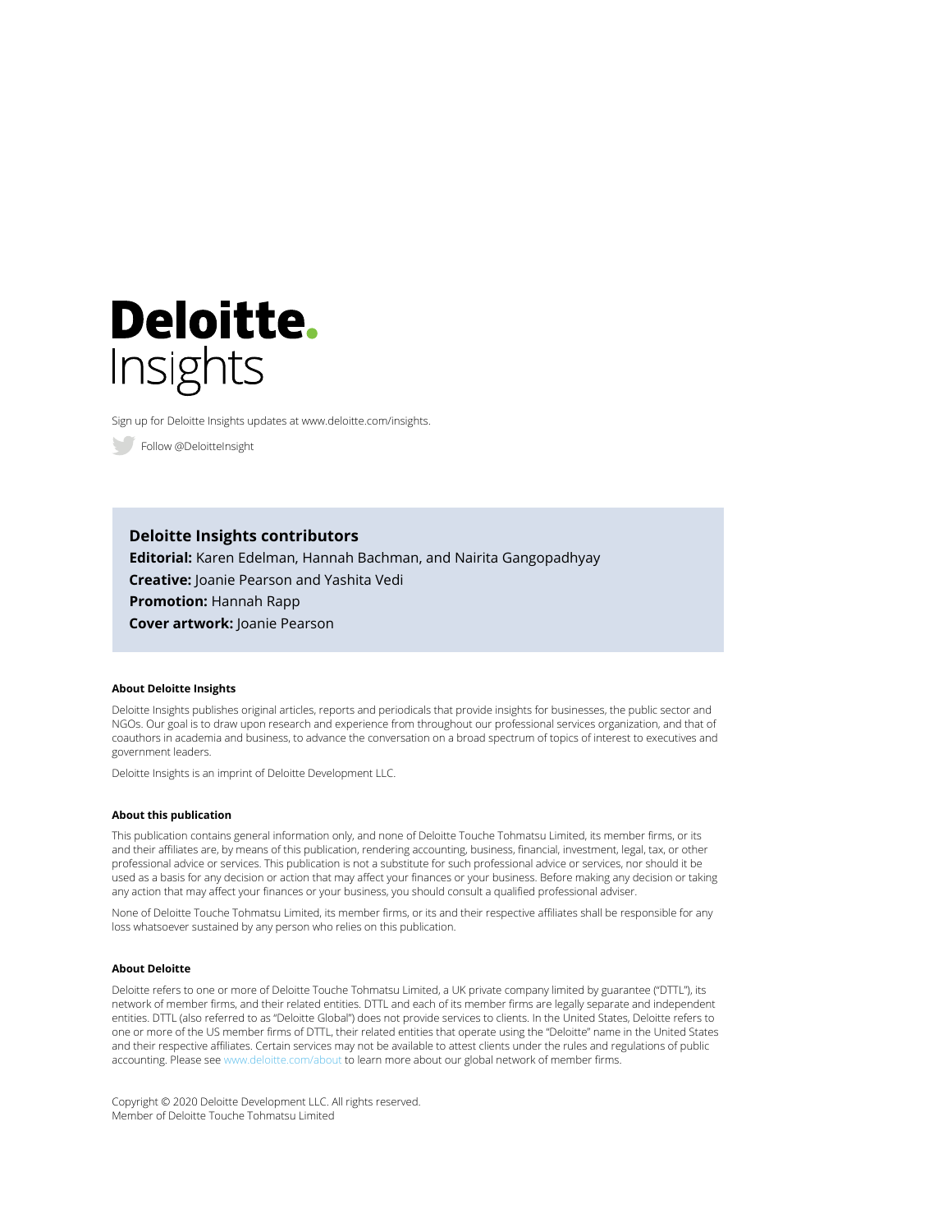# Deloitte. Insights

Sign up for Deloitte Insights updates at www.deloitte.com/insights.

Follow @DeloitteInsight

**Deloitte Insights contributors**

**Editorial:** Karen Edelman, Hannah Bachman, and Nairita Gangopadhyay
**Creative:** Joanie Pearson and Yashita Vedi
**Promotion:** Hannah Rapp
**Cover artwork:** Joanie Pearson

**About Deloitte Insights**

Deloitte Insights publishes original articles, reports and periodicals that provide insights for businesses, the public sector and NGOs. Our goal is to draw upon research and experience from throughout our professional services organization, and that of coauthors in academia and business, to advance the conversation on a broad spectrum of topics of interest to executives and government leaders.

Deloitte Insights is an imprint of Deloitte Development LLC.

**About this publication**

This publication contains general information only, and none of Deloitte Touche Tohmatsu Limited, its member firms, or its and their affiliates are, by means of this publication, rendering accounting, business, financial, investment, legal, tax, or other professional advice or services. This publication is not a substitute for such professional advice or services, nor should it be used as a basis for any decision or action that may affect your finances or your business. Before making any decision or taking any action that may affect your finances or your business, you should consult a qualified professional adviser.

None of Deloitte Touche Tohmatsu Limited, its member firms, or its and their respective affiliates shall be responsible for any loss whatsoever sustained by any person who relies on this publication.

**About Deloitte**

Deloitte refers to one or more of Deloitte Touche Tohmatsu Limited, a UK private company limited by guarantee ("DTTL"), its network of member firms, and their related entities. DTTL and each of its member firms are legally separate and independent entities. DTTL (also referred to as "Deloitte Global") does not provide services to clients. In the United States, Deloitte refers to one or more of the US member firms of DTTL, their related entities that operate using the "Deloitte" name in the United States and their respective affiliates. Certain services may not be available to attest clients under the rules and regulations of public accounting. Please see www.deloitte.com/about to learn more about our global network of member firms.

Copyright © 2020 Deloitte Development LLC. All rights reserved.
Member of Deloitte Touche Tohmatsu Limited